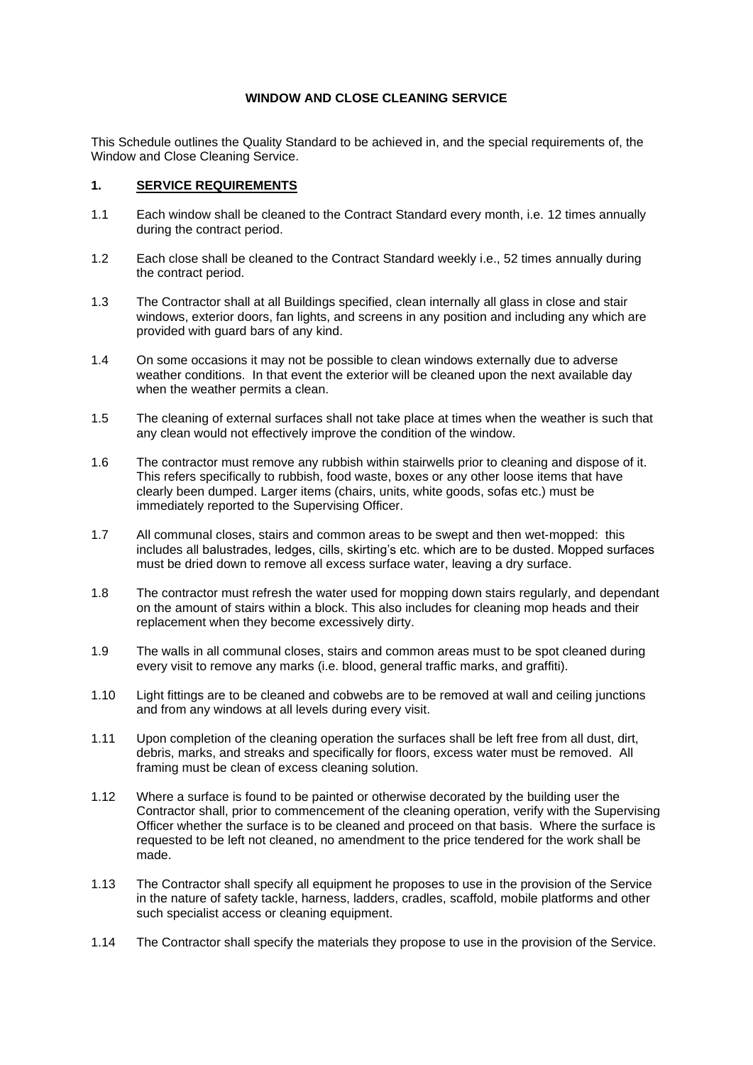**WINDOW AND CLOSE CLEANING SERVICE**

This Schedule outlines the Quality Standard to be achieved in, and the special requirements of, the Window and Close Cleaning Service.

## 1. SERVICE REQUIREMENTS

1.1 Each window shall be cleaned to the Contract Standard every month, i.e. 12 times annually during the contract period.

1.2 Each close shall be cleaned to the Contract Standard weekly i.e., 52 times annually during the contract period.

1.3 The Contractor shall at all Buildings specified, clean internally all glass in close and stair windows, exterior doors, fan lights, and screens in any position and including any which are provided with guard bars of any kind.

1.4 On some occasions it may not be possible to clean windows externally due to adverse weather conditions. In that event the exterior will be cleaned upon the next available day when the weather permits a clean.

1.5 The cleaning of external surfaces shall not take place at times when the weather is such that any clean would not effectively improve the condition of the window.

1.6 The contractor must remove any rubbish within stairwells prior to cleaning and dispose of it. This refers specifically to rubbish, food waste, boxes or any other loose items that have clearly been dumped. Larger items (chairs, units, white goods, sofas etc.) must be immediately reported to the Supervising Officer.

1.7 All communal closes, stairs and common areas to be swept and then wet-mopped: this includes all balustrades, ledges, cills, skirting's etc. which are to be dusted. Mopped surfaces must be dried down to remove all excess surface water, leaving a dry surface.

1.8 The contractor must refresh the water used for mopping down stairs regularly, and dependant on the amount of stairs within a block. This also includes for cleaning mop heads and their replacement when they become excessively dirty.

1.9 The walls in all communal closes, stairs and common areas must to be spot cleaned during every visit to remove any marks (i.e. blood, general traffic marks, and graffiti).

1.10 Light fittings are to be cleaned and cobwebs are to be removed at wall and ceiling junctions and from any windows at all levels during every visit.

1.11 Upon completion of the cleaning operation the surfaces shall be left free from all dust, dirt, debris, marks, and streaks and specifically for floors, excess water must be removed. All framing must be clean of excess cleaning solution.

1.12 Where a surface is found to be painted or otherwise decorated by the building user the Contractor shall, prior to commencement of the cleaning operation, verify with the Supervising Officer whether the surface is to be cleaned and proceed on that basis. Where the surface is requested to be left not cleaned, no amendment to the price tendered for the work shall be made.

1.13 The Contractor shall specify all equipment he proposes to use in the provision of the Service in the nature of safety tackle, harness, ladders, cradles, scaffold, mobile platforms and other such specialist access or cleaning equipment.

1.14 The Contractor shall specify the materials they propose to use in the provision of the Service.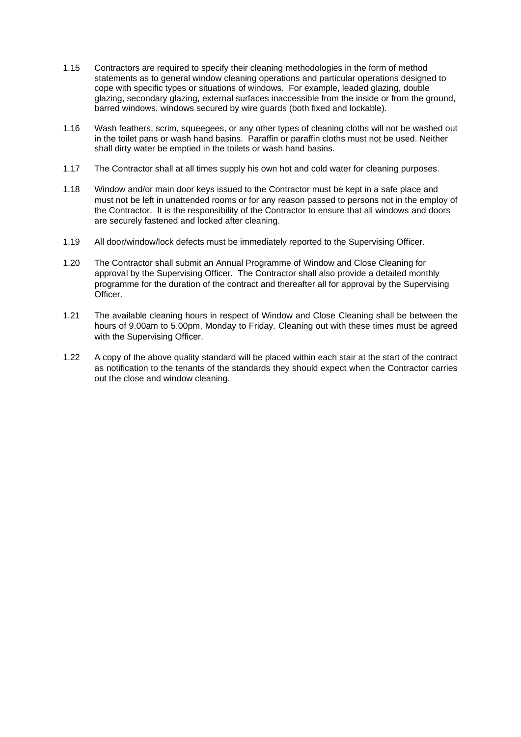1.15 Contractors are required to specify their cleaning methodologies in the form of method statements as to general window cleaning operations and particular operations designed to cope with specific types or situations of windows. For example, leaded glazing, double glazing, secondary glazing, external surfaces inaccessible from the inside or from the ground, barred windows, windows secured by wire guards (both fixed and lockable).

1.16 Wash feathers, scrim, squeegees, or any other types of cleaning cloths will not be washed out in the toilet pans or wash hand basins. Paraffin or paraffin cloths must not be used. Neither shall dirty water be emptied in the toilets or wash hand basins.

1.17 The Contractor shall at all times supply his own hot and cold water for cleaning purposes.

1.18 Window and/or main door keys issued to the Contractor must be kept in a safe place and must not be left in unattended rooms or for any reason passed to persons not in the employ of the Contractor. It is the responsibility of the Contractor to ensure that all windows and doors are securely fastened and locked after cleaning.

1.19 All door/window/lock defects must be immediately reported to the Supervising Officer.

1.20 The Contractor shall submit an Annual Programme of Window and Close Cleaning for approval by the Supervising Officer. The Contractor shall also provide a detailed monthly programme for the duration of the contract and thereafter all for approval by the Supervising Officer.

1.21 The available cleaning hours in respect of Window and Close Cleaning shall be between the hours of 9.00am to 5.00pm, Monday to Friday. Cleaning out with these times must be agreed with the Supervising Officer.

1.22 A copy of the above quality standard will be placed within each stair at the start of the contract as notification to the tenants of the standards they should expect when the Contractor carries out the close and window cleaning.